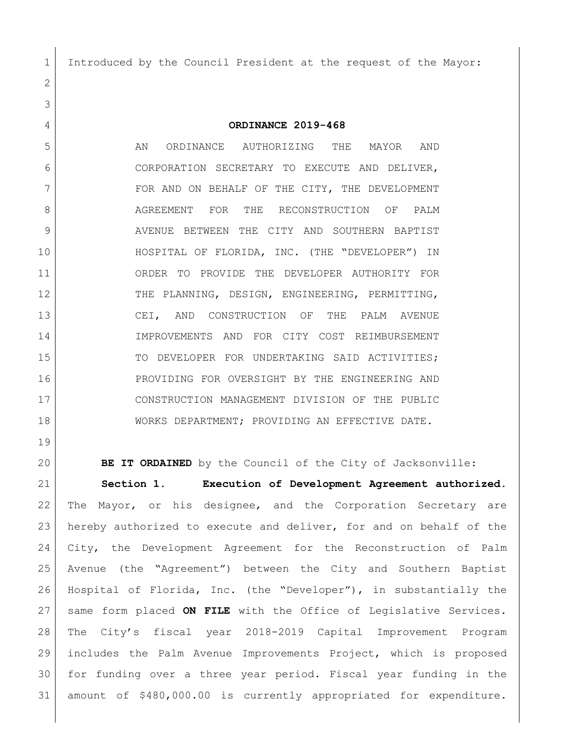Introduced by the Council President at the request of the Mayor:

# ORDINANCE 2019-468

AN ORDINANCE AUTHORIZING THE MAYOR AND CORPORATION SECRETARY TO EXECUTE AND DELIVER, FOR AND ON BEHALF OF THE CITY, THE DEVELOPMENT AGREEMENT FOR THE RECONSTRUCTION OF PALM AVENUE BETWEEN THE CITY AND SOUTHERN BAPTIST HOSPITAL OF FLORIDA, INC. (THE "DEVELOPER") IN ORDER TO PROVIDE THE DEVELOPER AUTHORITY FOR THE PLANNING, DESIGN, ENGINEERING, PERMITTING, CEI, AND CONSTRUCTION OF THE PALM AVENUE IMPROVEMENTS AND FOR CITY COST REIMBURSEMENT TO DEVELOPER FOR UNDERTAKING SAID ACTIVITIES; PROVIDING FOR OVERSIGHT BY THE ENGINEERING AND CONSTRUCTION MANAGEMENT DIVISION OF THE PUBLIC WORKS DEPARTMENT; PROVIDING AN EFFECTIVE DATE.

**BE IT ORDAINED** by the Council of the City of Jacksonville:

**Section 1. Execution of Development Agreement authorized.** The Mayor, or his designee, and the Corporation Secretary are hereby authorized to execute and deliver, for and on behalf of the City, the Development Agreement for the Reconstruction of Palm Avenue (the "Agreement") between the City and Southern Baptist Hospital of Florida, Inc. (the "Developer"), in substantially the same form placed **ON FILE** with the Office of Legislative Services. The City's fiscal year 2018-2019 Capital Improvement Program includes the Palm Avenue Improvements Project, which is proposed for funding over a three year period. Fiscal year funding in the amount of $480,000.00 is currently appropriated for expenditure.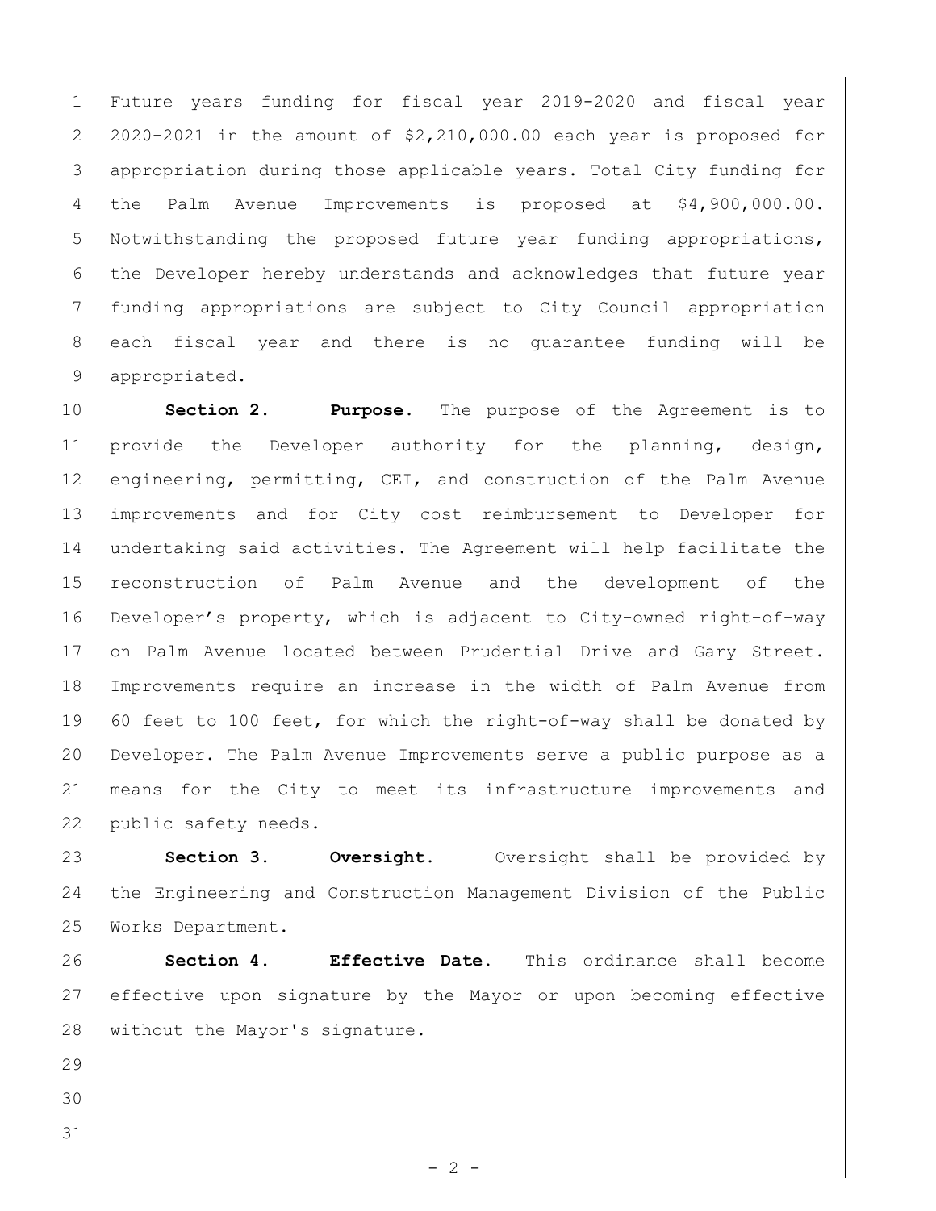Future years funding for fiscal year 2019-2020 and fiscal year 2020-2021 in the amount of $2,210,000.00 each year is proposed for appropriation during those applicable years. Total City funding for the Palm Avenue Improvements is proposed at $4,900,000.00. Notwithstanding the proposed future year funding appropriations, the Developer hereby understands and acknowledges that future year funding appropriations are subject to City Council appropriation each fiscal year and there is no guarantee funding will be appropriated.

**Section 2. Purpose.** The purpose of the Agreement is to provide the Developer authority for the planning, design, engineering, permitting, CEI, and construction of the Palm Avenue improvements and for City cost reimbursement to Developer for undertaking said activities. The Agreement will help facilitate the reconstruction of Palm Avenue and the development of the Developer's property, which is adjacent to City-owned right-of-way on Palm Avenue located between Prudential Drive and Gary Street. Improvements require an increase in the width of Palm Avenue from 60 feet to 100 feet, for which the right-of-way shall be donated by Developer. The Palm Avenue Improvements serve a public purpose as a means for the City to meet its infrastructure improvements and public safety needs.

**Section 3. Oversight.** Oversight shall be provided by the Engineering and Construction Management Division of the Public Works Department.

**Section 4. Effective Date.** This ordinance shall become effective upon signature by the Mayor or upon becoming effective without the Mayor's signature.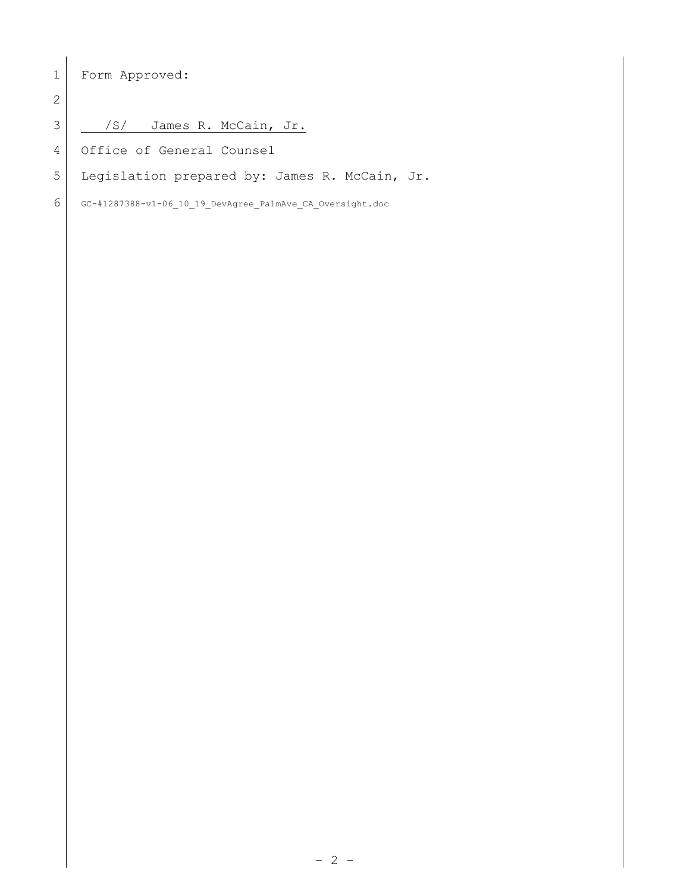Form Approved:

/S/ James R. McCain, Jr.

Office of General Counsel

Legislation prepared by: James R. McCain, Jr.

GC-#1287388-v1-06_10_19_DevAgree_PalmAve_CA_Oversight.doc